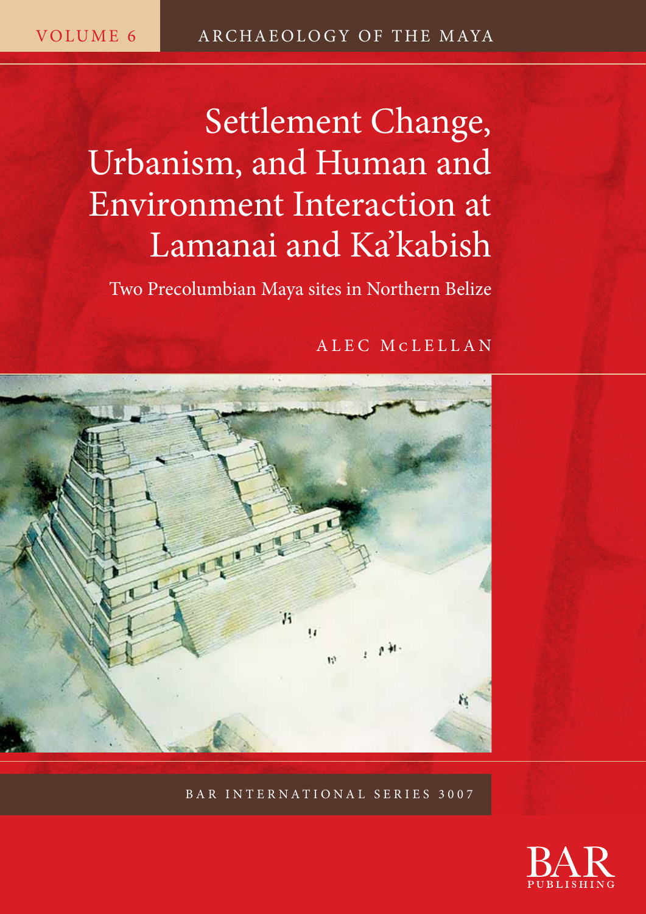VOLUME 6

ARCHAEOLOGY OF THE MAYA

# Settlement Change, Urbanism, and Human and Environment Interaction at Lamanai and Ka'kabish

## Two Precolumbian Maya sites in Northern Belize

ALEC McLELLAN

BAR INTERNATIONAL SERIES 3007

BAR PUBLISHING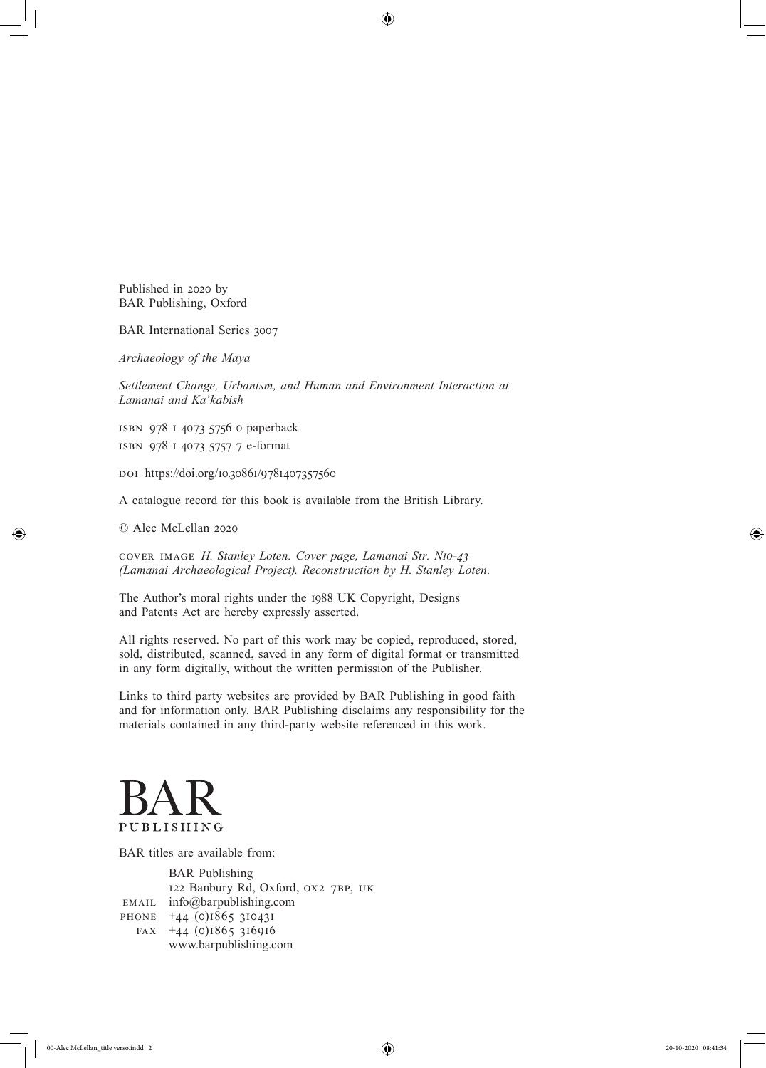Published in 2020 by
BAR Publishing, Oxford

BAR International Series 3007

*Archaeology of the Maya*

*Settlement Change, Urbanism, and Human and Environment Interaction at Lamanai and Ka'kabish*

ISBN 978 1 4073 5756 0 paperback
ISBN 978 1 4073 5757 7 e-format

DOI https://doi.org/10.30861/9781407357560

A catalogue record for this book is available from the British Library.

© Alec McLellan 2020

COVER IMAGE *H. Stanley Loten. Cover page, Lamanai Str. N10-43 (Lamanai Archaeological Project). Reconstruction by H. Stanley Loten.*

The Author's moral rights under the 1988 UK Copyright, Designs and Patents Act are hereby expressly asserted.

All rights reserved. No part of this work may be copied, reproduced, stored, sold, distributed, scanned, saved in any form of digital format or transmitted in any form digitally, without the written permission of the Publisher.

Links to third party websites are provided by BAR Publishing in good faith and for information only. BAR Publishing disclaims any responsibility for the materials contained in any third-party website referenced in this work.

BAR
PUBLISHING

BAR titles are available from:

BAR Publishing
122 Banbury Rd, Oxford, OX2 7BP, UK
EMAIL info@barpublishing.com
PHONE +44 (0)1865 310431
FAX +44 (0)1865 316916
www.barpublishing.com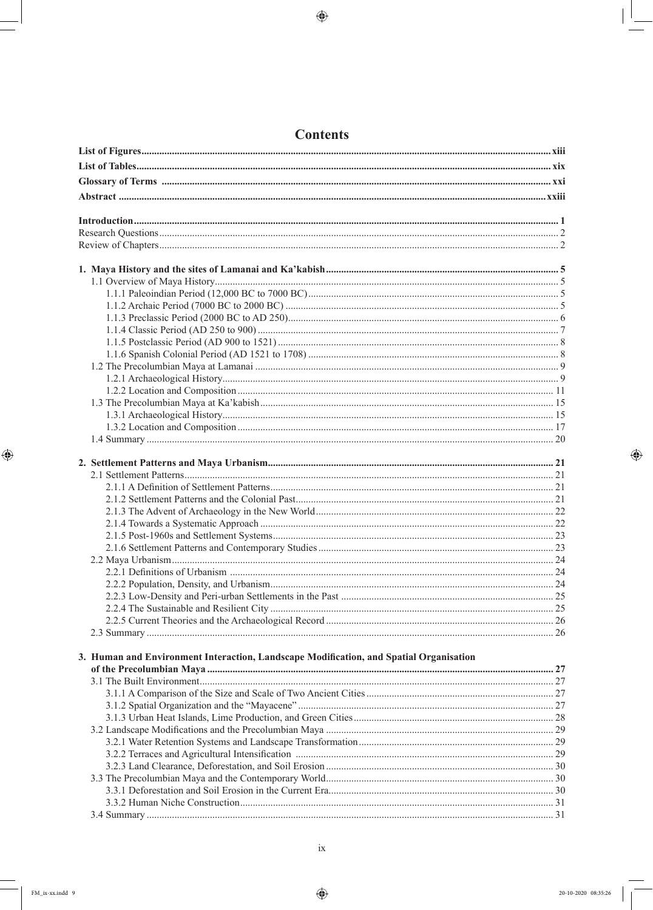# Contents

**List of Figures** ... xiii
**List of Tables** ... xix
**Glossary of Terms** ... xxi
**Abstract** ... xxiii

**Introduction** ... 1
Research Questions ... 2
Review of Chapters ... 2

**1. Maya History and the sites of Lamanai and Ka'kabish** ... 5
- 1.1 Overview of Maya History ... 5
  - 1.1.1 Paleoindian Period (12,000 BC to 7000 BC) ... 5
  - 1.1.2 Archaic Period (7000 BC to 2000 BC) ... 5
  - 1.1.3 Preclassic Period (2000 BC to AD 250) ... 6
  - 1.1.4 Classic Period (AD 250 to 900) ... 7
  - 1.1.5 Postclassic Period (AD 900 to 1521) ... 8
  - 1.1.6 Spanish Colonial Period (AD 1521 to 1708) ... 8
- 1.2 The Precolumbian Maya at Lamanai ... 9
  - 1.2.1 Archaeological History ... 9
  - 1.2.2 Location and Composition ... 11
- 1.3 The Precolumbian Maya at Ka'kabish ... 15
  - 1.3.1 Archaeological History ... 15
  - 1.3.2 Location and Composition ... 17
- 1.4 Summary ... 20

**2. Settlement Patterns and Maya Urbanism** ... 21
- 2.1 Settlement Patterns ... 21
  - 2.1.1 A Definition of Settlement Patterns ... 21
  - 2.1.2 Settlement Patterns and the Colonial Past ... 21
  - 2.1.3 The Advent of Archaeology in the New World ... 22
  - 2.1.4 Towards a Systematic Approach ... 22
  - 2.1.5 Post-1960s and Settlement Systems ... 23
  - 2.1.6 Settlement Patterns and Contemporary Studies ... 23
- 2.2 Maya Urbanism ... 24
  - 2.2.1 Definitions of Urbanism ... 24
  - 2.2.2 Population, Density, and Urbanism ... 24
  - 2.2.3 Low-Density and Peri-urban Settlements in the Past ... 25
  - 2.2.4 The Sustainable and Resilient City ... 25
  - 2.2.5 Current Theories and the Archaeological Record ... 26
- 2.3 Summary ... 26

**3. Human and Environment Interaction, Landscape Modification, and Spatial Organisation of the Precolumbian Maya** ... 27
- 3.1 The Built Environment ... 27
  - 3.1.1 A Comparison of the Size and Scale of Two Ancient Cities ... 27
  - 3.1.2 Spatial Organization and the "Mayacene" ... 27
  - 3.1.3 Urban Heat Islands, Lime Production, and Green Cities ... 28
- 3.2 Landscape Modifications and the Precolumbian Maya ... 29
  - 3.2.1 Water Retention Systems and Landscape Transformation ... 29
  - 3.2.2 Terraces and Agricultural Intensification ... 29
  - 3.2.3 Land Clearance, Deforestation, and Soil Erosion ... 30
- 3.3 The Precolumbian Maya and the Contemporary World ... 30
  - 3.3.1 Deforestation and Soil Erosion in the Current Era ... 30
  - 3.3.2 Human Niche Construction ... 31
- 3.4 Summary ... 31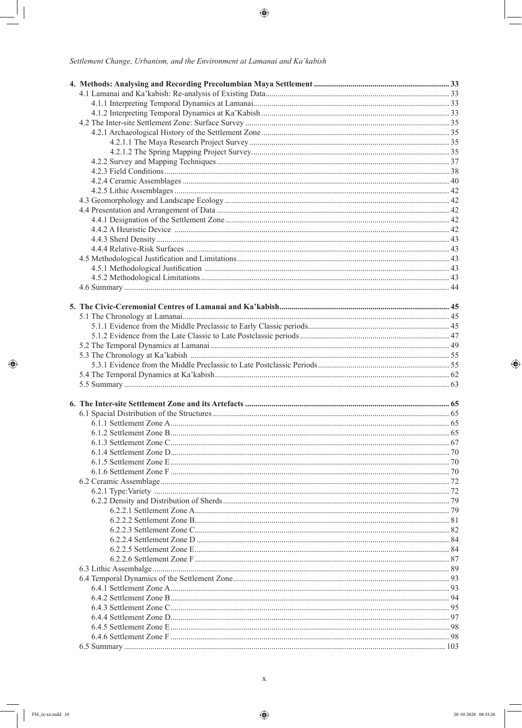| | |
|---|---|
| **4. Methods: Analysing and Recording Precolumbian Maya Settlement** | **33** |
| 4.1 Lamanai and Ka'kabish: Re-analysis of Existing Data | 33 |
| 4.1.1 Interpreting Temporal Dynamics at Lamanai | 33 |
| 4.1.2 Interpreting Temporal Dynamics at Ka'Kabish | 33 |
| 4.2 The Inter-site Settlement Zone: Surface Survey | 35 |
| 4.2.1 Archaeological History of the Settlement Zone | 35 |
| 4.2.1.1 The Maya Research Project Survey | 35 |
| 4.2.1.2 The Spring Mapping Project Survey | 35 |
| 4.2.2 Survey and Mapping Techniques | 37 |
| 4.2.3 Field Conditions | 38 |
| 4.2.4 Ceramic Assemblages | 40 |
| 4.2.5 Lithic Assemblages | 42 |
| 4.3 Geomorphology and Landscape Ecology | 42 |
| 4.4 Presentation and Arrangement of Data | 42 |
| 4.4.1 Designation of the Settlement Zone | 42 |
| 4.4.2 A Heuristic Device | 42 |
| 4.4.3 Sherd Density | 43 |
| 4.4.4 Relative-Risk Surfaces | 43 |
| 4.5 Methodological Justification and Limitations | 43 |
| 4.5.1 Methodological Justification | 43 |
| 4.5.2 Methodological Limitations | 43 |
| 4.6 Summary | 44 |
| **5. The Civic-Ceremonial Centres of Lamanai and Ka'kabish** | **45** |
| 5.1 The Chronology at Lamanai | 45 |
| 5.1.1 Evidence from the Middle Preclassic to Early Classic periods | 45 |
| 5.1.2 Evidence from the Late Classic to Late Postclassic periods | 47 |
| 5.2 The Temporal Dynamics at Lamanai | 49 |
| 5.3 The Chronology at Ka'kabish | 55 |
| 5.3.1 Evidence from the Middle Preclassic to Late Postclassic Periods | 55 |
| 5.4 The Temporal Dynamics at Ka'kabish | 62 |
| 5.5 Summary | 63 |
| **6. The Inter-site Settlement Zone and its Artefacts** | **65** |
| 6.1 Spacial Distribution of the Structures | 65 |
| 6.1.1 Settlement Zone A | 65 |
| 6.1.2 Settlement Zone B | 65 |
| 6.1.3 Settlement Zone C | 67 |
| 6.1.4 Settlement Zone D | 70 |
| 6.1.5 Settlement Zone E | 70 |
| 6.1.6 Settlement Zone F | 70 |
| 6.2 Ceramic Assemblage | 72 |
| 6.2.1 Type:Variety | 72 |
| 6.2.2 Density and Distribution of Sherds | 79 |
| 6.2.2.1 Settlement Zone A | 79 |
| 6.2.2.2 Settlement Zone B | 81 |
| 6.2.2.3 Settlement Zone C | 82 |
| 6.2.2.4 Settlement Zone D | 84 |
| 6.2.2.5 Settlement Zone E | 84 |
| 6.2.2.6 Settlement Zone F | 87 |
| 6.3 Lithic Assemblage | 89 |
| 6.4 Temporal Dynamics of the Settlement Zone | 93 |
| 6.4.1 Settlement Zone A | 93 |
| 6.4.2 Settlement Zone B | 94 |
| 6.4.3 Settlement Zone C | 95 |
| 6.4.4 Settlement Zone D | 97 |
| 6.4.5 Settlement Zone E | 98 |
| 6.4.6 Settlement Zone F | 98 |
| 6.5 Summary | 103 |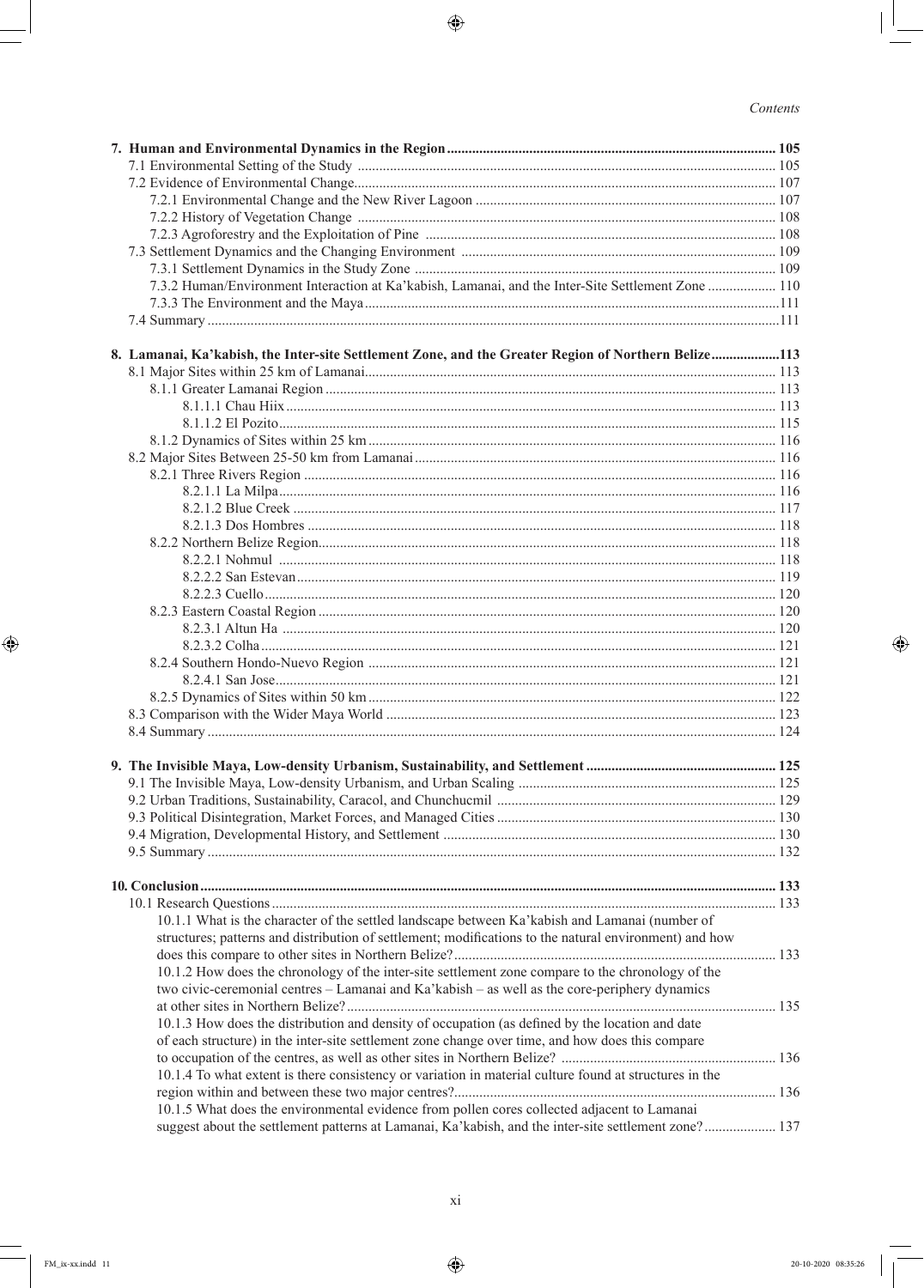**7. Human and Environmental Dynamics in the Region** ..... 105

7.1 Environmental Setting of the Study ..... 105

7.2 Evidence of Environmental Change ..... 107

7.2.1 Environmental Change and the New River Lagoon ..... 107

7.2.2 History of Vegetation Change ..... 108

7.2.3 Agroforestry and the Exploitation of Pine ..... 108

7.3 Settlement Dynamics and the Changing Environment ..... 109

7.3.1 Settlement Dynamics in the Study Zone ..... 109

7.3.2 Human/Environment Interaction at Ka'kabish, Lamanai, and the Inter-Site Settlement Zone ..... 110

7.3.3 The Environment and the Maya ..... 111

7.4 Summary ..... 111

**8. Lamanai, Ka'kabish, the Inter-site Settlement Zone, and the Greater Region of Northern Belize** ..... 113

8.1 Major Sites within 25 km of Lamanai ..... 113

8.1.1 Greater Lamanai Region ..... 113

8.1.1.1 Chau Hiix ..... 113

8.1.1.2 El Pozito ..... 115

8.1.2 Dynamics of Sites within 25 km ..... 116

8.2 Major Sites Between 25-50 km from Lamanai ..... 116

8.2.1 Three Rivers Region ..... 116

8.2.1.1 La Milpa ..... 116

8.2.1.2 Blue Creek ..... 117

8.2.1.3 Dos Hombres ..... 118

8.2.2 Northern Belize Region ..... 118

8.2.2.1 Nohmul ..... 118

8.2.2.2 San Estevan ..... 119

8.2.2.3 Cuello ..... 120

8.2.3 Eastern Coastal Region ..... 120

8.2.3.1 Altun Ha ..... 120

8.2.3.2 Colha ..... 121

8.2.4 Southern Hondo-Nuevo Region ..... 121

8.2.4.1 San Jose ..... 121

8.2.5 Dynamics of Sites within 50 km ..... 122

8.3 Comparison with the Wider Maya World ..... 123

8.4 Summary ..... 124

**9. The Invisible Maya, Low-density Urbanism, Sustainability, and Settlement** ..... 125

9.1 The Invisible Maya, Low-density Urbanism, and Urban Scaling ..... 125

9.2 Urban Traditions, Sustainability, Caracol, and Chunchucmil ..... 129

9.3 Political Disintegration, Market Forces, and Managed Cities ..... 130

9.4 Migration, Developmental History, and Settlement ..... 130

9.5 Summary ..... 132

**10. Conclusion** ..... 133

10.1 Research Questions ..... 133

10.1.1 What is the character of the settled landscape between Ka'kabish and Lamanai (number of structures; patterns and distribution of settlement; modifications to the natural environment) and how does this compare to other sites in Northern Belize? ..... 133

10.1.2 How does the chronology of the inter-site settlement zone compare to the chronology of the two civic-ceremonial centres – Lamanai and Ka'kabish – as well as the core-periphery dynamics at other sites in Northern Belize? ..... 135

10.1.3 How does the distribution and density of occupation (as defined by the location and date of each structure) in the inter-site settlement zone change over time, and how does this compare to occupation of the centres, as well as other sites in Northern Belize? ..... 136

10.1.4 To what extent is there consistency or variation in material culture found at structures in the region within and between these two major centres? ..... 136

10.1.5 What does the environmental evidence from pollen cores collected adjacent to Lamanai suggest about the settlement patterns at Lamanai, Ka'kabish, and the inter-site settlement zone? ..... 137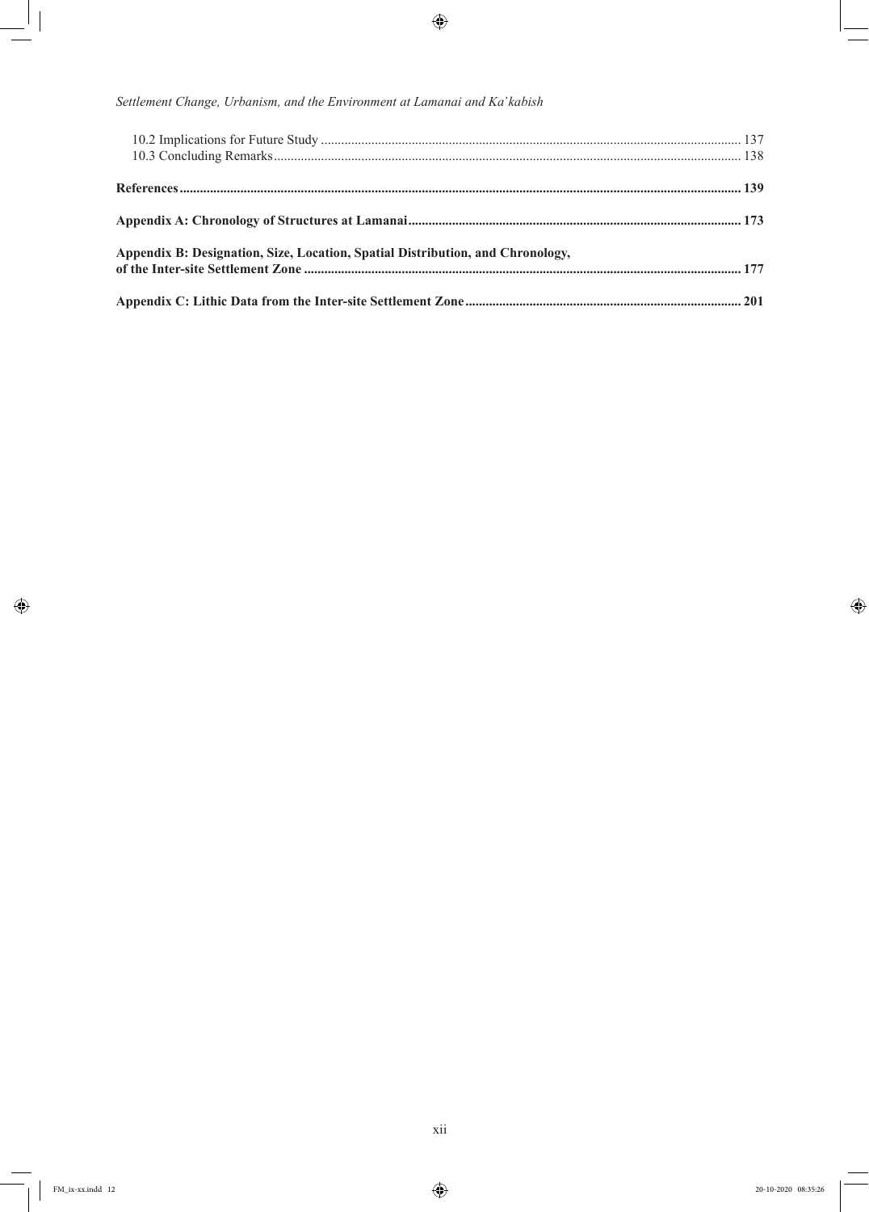10.2 Implications for Future Study ........................................................................................................................ 137
10.3 Concluding Remarks........................................................................................................................................ 138

**References.......................................................................................................................................................... 139**

**Appendix A: Chronology of Structures at Lamanai.................................................................................................. 173**

**Appendix B: Designation, Size, Location, Spatial Distribution, and Chronology, of the Inter-site Settlement Zone ............................................................................................................................ 177**

**Appendix C: Lithic Data from the Inter-site Settlement Zone................................................................................. 201**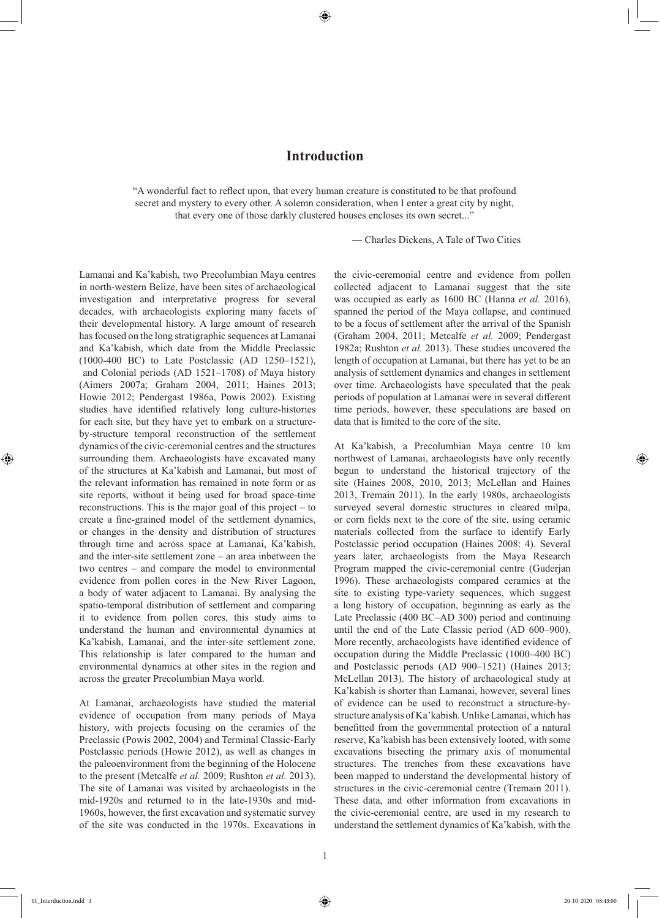# Introduction

"A wonderful fact to reflect upon, that every human creature is constituted to be that profound secret and mystery to every other. A solemn consideration, when I enter a great city by night, that every one of those darkly clustered houses encloses its own secret..."

— Charles Dickens, A Tale of Two Cities

Lamanai and Ka'kabish, two Precolumbian Maya centres in north-western Belize, have been sites of archaeological investigation and interpretative progress for several decades, with archaeologists exploring many facets of their developmental history. A large amount of research has focused on the long stratigraphic sequences at Lamanai and Ka'kabish, which date from the Middle Preclassic (1000-400 BC) to Late Postclassic (AD 1250–1521), and Colonial periods (AD 1521–1708) of Maya history (Aimers 2007a; Graham 2004, 2011; Haines 2013; Howie 2012; Pendergast 1986a, Powis 2002). Existing studies have identified relatively long culture-histories for each site, but they have yet to embark on a structure-by-structure temporal reconstruction of the settlement dynamics of the civic-ceremonial centres and the structures surrounding them. Archaeologists have excavated many of the structures at Ka'kabish and Lamanai, but most of the relevant information has remained in note form or as site reports, without it being used for broad space-time reconstructions. This is the major goal of this project – to create a fine-grained model of the settlement dynamics, or changes in the density and distribution of structures through time and across space at Lamanai, Ka'kabish, and the inter-site settlement zone – an area inbetween the two centres – and compare the model to environmental evidence from pollen cores in the New River Lagoon, a body of water adjacent to Lamanai. By analysing the spatio-temporal distribution of settlement and comparing it to evidence from pollen cores, this study aims to understand the human and environmental dynamics at Ka'kabish, Lamanai, and the inter-site settlement zone. This relationship is later compared to the human and environmental dynamics at other sites in the region and across the greater Precolumbian Maya world.

At Lamanai, archaeologists have studied the material evidence of occupation from many periods of Maya history, with projects focusing on the ceramics of the Preclassic (Powis 2002, 2004) and Terminal Classic-Early Postclassic periods (Howie 2012), as well as changes in the paleoenvironment from the beginning of the Holocene to the present (Metcalfe *et al.* 2009; Rushton *et al.* 2013). The site of Lamanai was visited by archaeologists in the mid-1920s and returned to in the late-1930s and mid-1960s, however, the first excavation and systematic survey of the site was conducted in the 1970s. Excavations in the civic-ceremonial centre and evidence from pollen collected adjacent to Lamanai suggest that the site was occupied as early as 1600 BC (Hanna *et al.* 2016), spanned the period of the Maya collapse, and continued to be a focus of settlement after the arrival of the Spanish (Graham 2004, 2011; Metcalfe *et al.* 2009; Pendergast 1982a; Rushton *et al.* 2013). These studies uncovered the length of occupation at Lamanai, but there has yet to be an analysis of settlement dynamics and changes in settlement over time. Archaeologists have speculated that the peak periods of population at Lamanai were in several different time periods, however, these speculations are based on data that is limited to the core of the site.

At Ka'kabish, a Precolumbian Maya centre 10 km northwest of Lamanai, archaeologists have only recently begun to understand the historical trajectory of the site (Haines 2008, 2010, 2013; McLellan and Haines 2013, Tremain 2011). In the early 1980s, archaeologists surveyed several domestic structures in cleared milpa, or corn fields next to the core of the site, using ceramic materials collected from the surface to identify Early Postclassic period occupation (Haines 2008: 4). Several years later, archaeologists from the Maya Research Program mapped the civic-ceremonial centre (Guderjan 1996). These archaeologists compared ceramics at the site to existing type-variety sequences, which suggest a long history of occupation, beginning as early as the Late Preclassic (400 BC–AD 300) period and continuing until the end of the Late Classic period (AD 600–900). More recently, archaeologists have identified evidence of occupation during the Middle Preclassic (1000–400 BC) and Postclassic periods (AD 900–1521) (Haines 2013; McLellan 2013). The history of archaeological study at Ka'kabish is shorter than Lamanai, however, several lines of evidence can be used to reconstruct a structure-by-structure analysis of Ka'kabish. Unlike Lamanai, which has benefitted from the governmental protection of a natural reserve, Ka'kabish has been extensively looted, with some excavations bisecting the primary axis of monumental structures. The trenches from these excavations have been mapped to understand the developmental history of structures in the civic-ceremonial centre (Tremain 2011). These data, and other information from excavations in the civic-ceremonial centre, are used in my research to understand the settlement dynamics of Ka'kabish, with the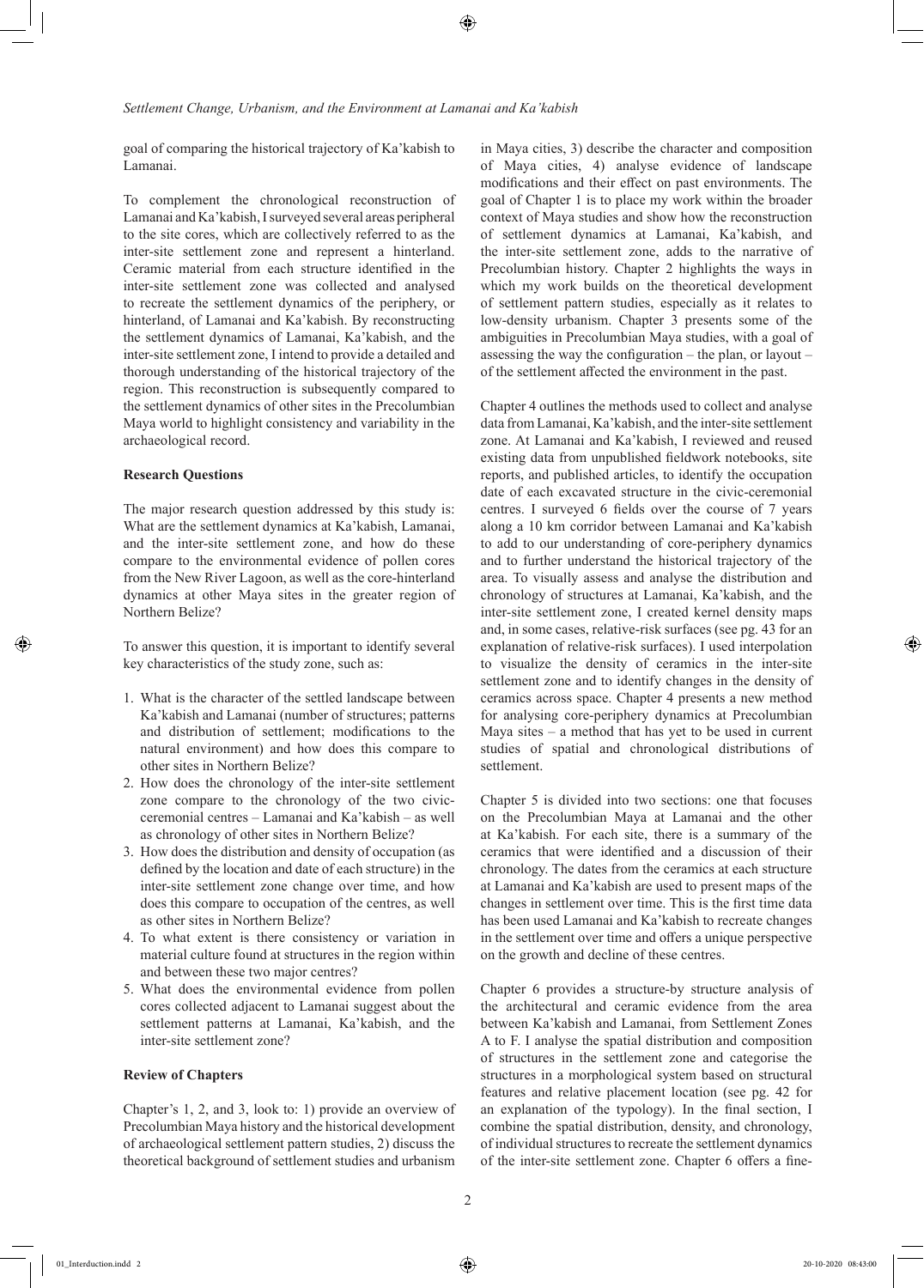goal of comparing the historical trajectory of Ka'kabish to Lamanai.

To complement the chronological reconstruction of Lamanai and Ka'kabish, I surveyed several areas peripheral to the site cores, which are collectively referred to as the inter-site settlement zone and represent a hinterland. Ceramic material from each structure identified in the inter-site settlement zone was collected and analysed to recreate the settlement dynamics of the periphery, or hinterland, of Lamanai and Ka'kabish. By reconstructing the settlement dynamics of Lamanai, Ka'kabish, and the inter-site settlement zone, I intend to provide a detailed and thorough understanding of the historical trajectory of the region. This reconstruction is subsequently compared to the settlement dynamics of other sites in the Precolumbian Maya world to highlight consistency and variability in the archaeological record.

**Research Questions**

The major research question addressed by this study is: What are the settlement dynamics at Ka'kabish, Lamanai, and the inter-site settlement zone, and how do these compare to the environmental evidence of pollen cores from the New River Lagoon, as well as the core-hinterland dynamics at other Maya sites in the greater region of Northern Belize?

To answer this question, it is important to identify several key characteristics of the study zone, such as:

1. What is the character of the settled landscape between Ka'kabish and Lamanai (number of structures; patterns and distribution of settlement; modifications to the natural environment) and how does this compare to other sites in Northern Belize?
2. How does the chronology of the inter-site settlement zone compare to the chronology of the two civic-ceremonial centres – Lamanai and Ka'kabish – as well as chronology of other sites in Northern Belize?
3. How does the distribution and density of occupation (as defined by the location and date of each structure) in the inter-site settlement zone change over time, and how does this compare to occupation of the centres, as well as other sites in Northern Belize?
4. To what extent is there consistency or variation in material culture found at structures in the region within and between these two major centres?
5. What does the environmental evidence from pollen cores collected adjacent to Lamanai suggest about the settlement patterns at Lamanai, Ka'kabish, and the inter-site settlement zone?

**Review of Chapters**

Chapter's 1, 2, and 3, look to: 1) provide an overview of Precolumbian Maya history and the historical development of archaeological settlement pattern studies, 2) discuss the theoretical background of settlement studies and urbanism in Maya cities, 3) describe the character and composition of Maya cities, 4) analyse evidence of landscape modifications and their effect on past environments. The goal of Chapter 1 is to place my work within the broader context of Maya studies and show how the reconstruction of settlement dynamics at Lamanai, Ka'kabish, and the inter-site settlement zone, adds to the narrative of Precolumbian history. Chapter 2 highlights the ways in which my work builds on the theoretical development of settlement pattern studies, especially as it relates to low-density urbanism. Chapter 3 presents some of the ambiguities in Precolumbian Maya studies, with a goal of assessing the way the configuration – the plan, or layout – of the settlement affected the environment in the past.

Chapter 4 outlines the methods used to collect and analyse data from Lamanai, Ka'kabish, and the inter-site settlement zone. At Lamanai and Ka'kabish, I reviewed and reused existing data from unpublished fieldwork notebooks, site reports, and published articles, to identify the occupation date of each excavated structure in the civic-ceremonial centres. I surveyed 6 fields over the course of 7 years along a 10 km corridor between Lamanai and Ka'kabish to add to our understanding of core-periphery dynamics and to further understand the historical trajectory of the area. To visually assess and analyse the distribution and chronology of structures at Lamanai, Ka'kabish, and the inter-site settlement zone, I created kernel density maps and, in some cases, relative-risk surfaces (see pg. 43 for an explanation of relative-risk surfaces). I used interpolation to visualize the density of ceramics in the inter-site settlement zone and to identify changes in the density of ceramics across space. Chapter 4 presents a new method for analysing core-periphery dynamics at Precolumbian Maya sites – a method that has yet to be used in current studies of spatial and chronological distributions of settlement.

Chapter 5 is divided into two sections: one that focuses on the Precolumbian Maya at Lamanai and the other at Ka'kabish. For each site, there is a summary of the ceramics that were identified and a discussion of their chronology. The dates from the ceramics at each structure at Lamanai and Ka'kabish are used to present maps of the changes in settlement over time. This is the first time data has been used Lamanai and Ka'kabish to recreate changes in the settlement over time and offers a unique perspective on the growth and decline of these centres.

Chapter 6 provides a structure-by structure analysis of the architectural and ceramic evidence from the area between Ka'kabish and Lamanai, from Settlement Zones A to F. I analyse the spatial distribution and composition of structures in the settlement zone and categorise the structures in a morphological system based on structural features and relative placement location (see pg. 42 for an explanation of the typology). In the final section, I combine the spatial distribution, density, and chronology, of individual structures to recreate the settlement dynamics of the inter-site settlement zone. Chapter 6 offers a fine-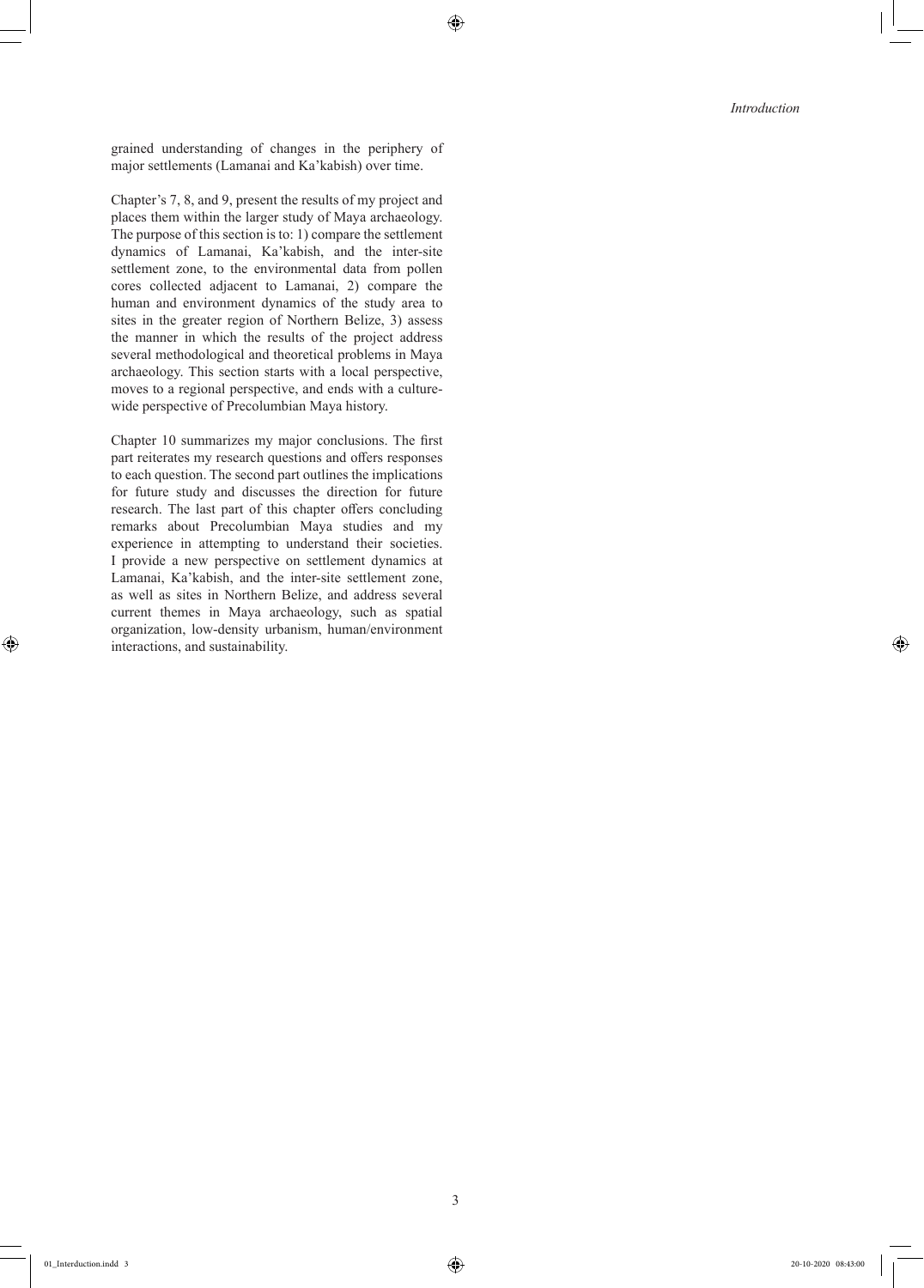grained understanding of changes in the periphery of major settlements (Lamanai and Ka'kabish) over time.

Chapter's 7, 8, and 9, present the results of my project and places them within the larger study of Maya archaeology. The purpose of this section is to: 1) compare the settlement dynamics of Lamanai, Ka'kabish, and the inter-site settlement zone, to the environmental data from pollen cores collected adjacent to Lamanai, 2) compare the human and environment dynamics of the study area to sites in the greater region of Northern Belize, 3) assess the manner in which the results of the project address several methodological and theoretical problems in Maya archaeology. This section starts with a local perspective, moves to a regional perspective, and ends with a culture-wide perspective of Precolumbian Maya history.

Chapter 10 summarizes my major conclusions. The first part reiterates my research questions and offers responses to each question. The second part outlines the implications for future study and discusses the direction for future research. The last part of this chapter offers concluding remarks about Precolumbian Maya studies and my experience in attempting to understand their societies. I provide a new perspective on settlement dynamics at Lamanai, Ka'kabish, and the inter-site settlement zone, as well as sites in Northern Belize, and address several current themes in Maya archaeology, such as spatial organization, low-density urbanism, human/environment interactions, and sustainability.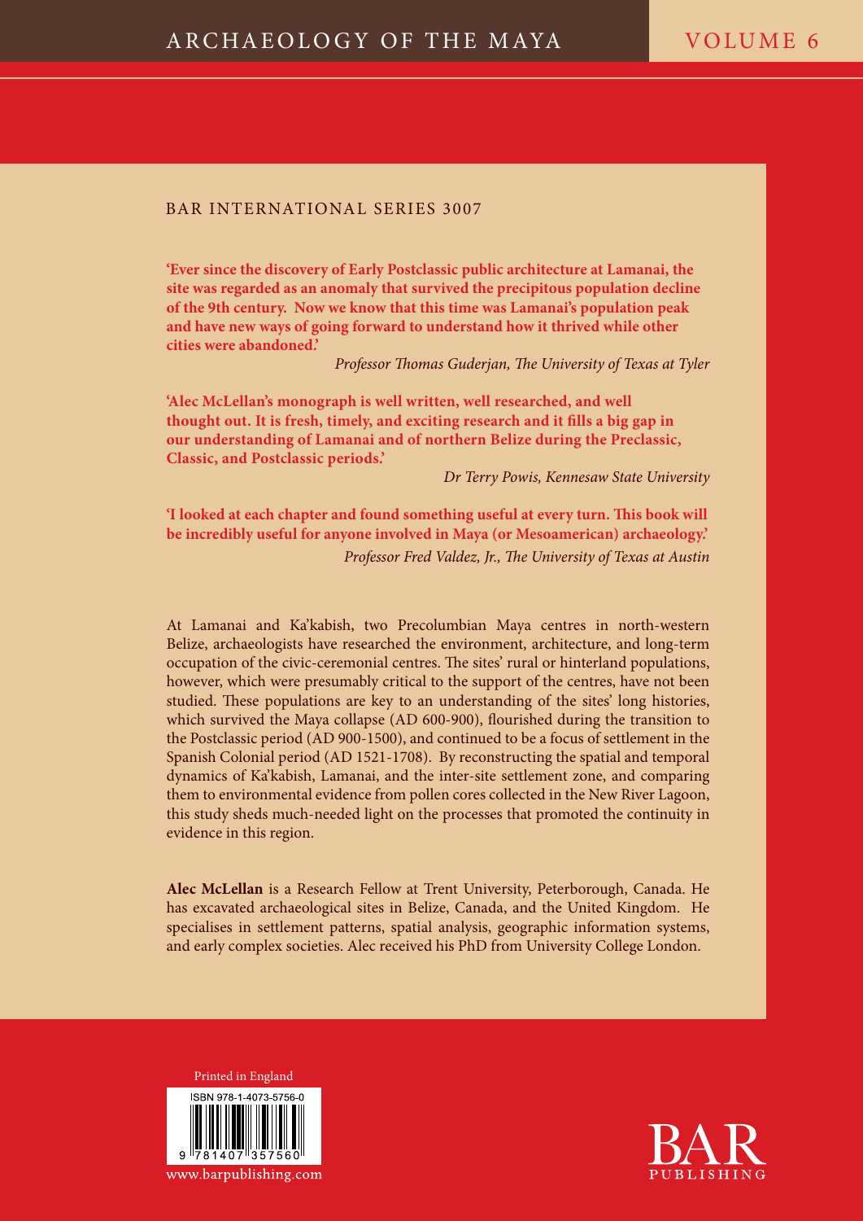ARCHAEOLOGY OF THE MAYA VOLUME 6

BAR INTERNATIONAL SERIES 3007

**'Ever since the discovery of Early Postclassic public architecture at Lamanai, the site was regarded as an anomaly that survived the precipitous population decline of the 9th century. Now we know that this time was Lamanai's population peak and have new ways of going forward to understand how it thrived while other cities were abandoned.'**

*Professor Thomas Guderjan, The University of Texas at Tyler*

**'Alec McLellan's monograph is well written, well researched, and well thought out. It is fresh, timely, and exciting research and it fills a big gap in our understanding of Lamanai and of northern Belize during the Preclassic, Classic, and Postclassic periods.'**

*Dr Terry Powis, Kennesaw State University*

**'I looked at each chapter and found something useful at every turn. This book will be incredibly useful for anyone involved in Maya (or Mesoamerican) archaeology.'**

*Professor Fred Valdez, Jr., The University of Texas at Austin*

At Lamanai and Ka'kabish, two Precolumbian Maya centres in north-western Belize, archaeologists have researched the environment, architecture, and long-term occupation of the civic-ceremonial centres. The sites' rural or hinterland populations, however, which were presumably critical to the support of the centres, have not been studied. These populations are key to an understanding of the sites' long histories, which survived the Maya collapse (AD 600-900), flourished during the transition to the Postclassic period (AD 900-1500), and continued to be a focus of settlement in the Spanish Colonial period (AD 1521-1708). By reconstructing the spatial and temporal dynamics of Ka'kabish, Lamanai, and the inter-site settlement zone, and comparing them to environmental evidence from pollen cores collected in the New River Lagoon, this study sheds much-needed light on the processes that promoted the continuity in evidence in this region.

**Alec McLellan** is a Research Fellow at Trent University, Peterborough, Canada. He has excavated archaeological sites in Belize, Canada, and the United Kingdom. He specialises in settlement patterns, spatial analysis, geographic information systems, and early complex societies. Alec received his PhD from University College London.

Printed in England

ISBN 978-1-4073-5756-0

www.barpublishing.com

BAR PUBLISHING